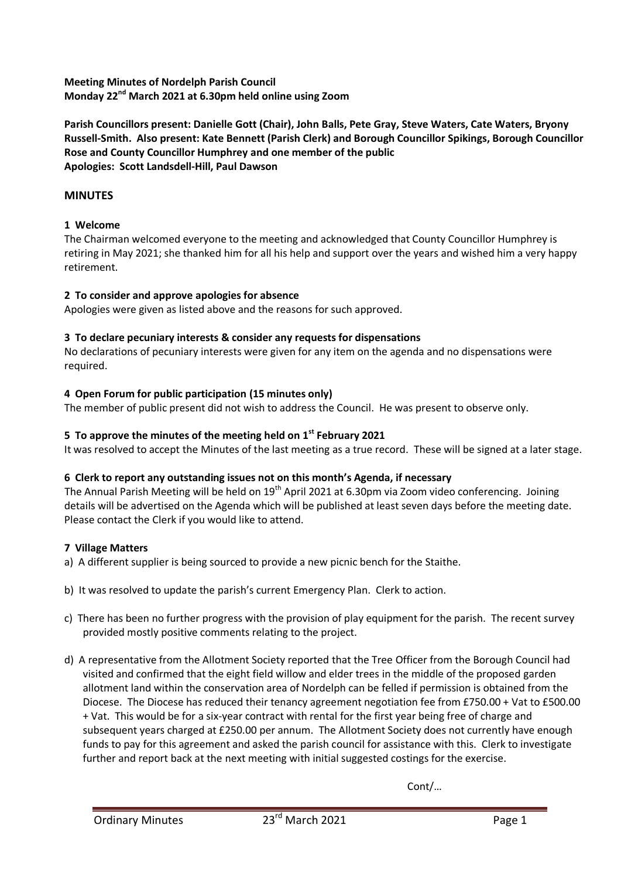**Meeting Minutes of Nordelph Parish Council**
**Monday 22nd March 2021 at 6.30pm held online using Zoom**

**Parish Councillors present: Danielle Gott (Chair), John Balls, Pete Gray, Steve Waters, Cate Waters, Bryony Russell-Smith. Also present: Kate Bennett (Parish Clerk) and Borough Councillor Spikings, Borough Councillor Rose and County Councillor Humphrey and one member of the public**
**Apologies: Scott Landsdell-Hill, Paul Dawson**

## MINUTES

### 1 Welcome

The Chairman welcomed everyone to the meeting and acknowledged that County Councillor Humphrey is retiring in May 2021; she thanked him for all his help and support over the years and wished him a very happy retirement.

### 2 To consider and approve apologies for absence

Apologies were given as listed above and the reasons for such approved.

### 3 To declare pecuniary interests & consider any requests for dispensations

No declarations of pecuniary interests were given for any item on the agenda and no dispensations were required.

### 4 Open Forum for public participation (15 minutes only)

The member of public present did not wish to address the Council. He was present to observe only.

### 5 To approve the minutes of the meeting held on 1st February 2021

It was resolved to accept the Minutes of the last meeting as a true record. These will be signed at a later stage.

### 6 Clerk to report any outstanding issues not on this month's Agenda, if necessary

The Annual Parish Meeting will be held on 19th April 2021 at 6.30pm via Zoom video conferencing. Joining details will be advertised on the Agenda which will be published at least seven days before the meeting date. Please contact the Clerk if you would like to attend.

### 7 Village Matters

a) A different supplier is being sourced to provide a new picnic bench for the Staithe.

b) It was resolved to update the parish's current Emergency Plan. Clerk to action.

c) There has been no further progress with the provision of play equipment for the parish. The recent survey provided mostly positive comments relating to the project.

d) A representative from the Allotment Society reported that the Tree Officer from the Borough Council had visited and confirmed that the eight field willow and elder trees in the middle of the proposed garden allotment land within the conservation area of Nordelph can be felled if permission is obtained from the Diocese. The Diocese has reduced their tenancy agreement negotiation fee from £750.00 + Vat to £500.00 + Vat. This would be for a six-year contract with rental for the first year being free of charge and subsequent years charged at £250.00 per annum. The Allotment Society does not currently have enough funds to pay for this agreement and asked the parish council for assistance with this. Clerk to investigate further and report back at the next meeting with initial suggested costings for the exercise.

Cont/…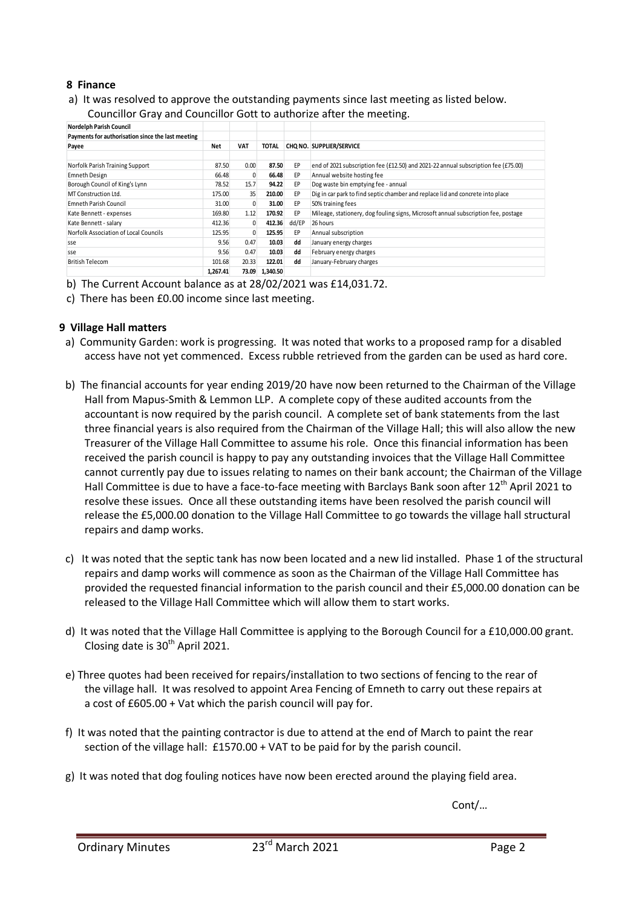## 8 Finance

a) It was resolved to approve the outstanding payments since last meeting as listed below. Councillor Gray and Councillor Gott to authorize after the meeting.

| Nordelph Parish Council | | | | | |
|---|---|---|---|---|---|
| Payments for authorisation since the last meeting | | | | | |
| Payee | Net | VAT | TOTAL | CHQ NO. | SUPPLIER/SERVICE |
| Norfolk Parish Training Support | 87.50 | 0.00 | 87.50 | EP | end of 2021 subscription fee (£12.50) and 2021-22 annual subscription fee (£75.00) |
| Emneth Design | 66.48 | 0 | 66.48 | EP | Annual website hosting fee |
| Borough Council of King's Lynn | 78.52 | 15.7 | 94.22 | EP | Dog waste bin emptying fee - annual |
| MT Construction Ltd. | 175.00 | 35 | 210.00 | EP | Dig in car park to find septic chamber and replace lid and concrete into place |
| Emneth Parish Council | 31.00 | 0 | 31.00 | EP | 50% training fees |
| Kate Bennett - expenses | 169.80 | 1.12 | 170.92 | EP | Mileage, stationery, dog fouling signs, Microsoft annual subscription fee, postage |
| Kate Bennett - salary | 412.36 | 0 | 412.36 | dd/EP | 26 hours |
| Norfolk Association of Local Councils | 125.95 | 0 | 125.95 | EP | Annual subscription |
| sse | 9.56 | 0.47 | 10.03 | dd | January energy charges |
| sse | 9.56 | 0.47 | 10.03 | dd | February energy charges |
| British Telecom | 101.68 | 20.33 | 122.01 | dd | January-February charges |
| | 1,267.41 | 73.09 | 1,340.50 | | |

b) The Current Account balance as at 28/02/2021 was £14,031.72.

c) There has been £0.00 income since last meeting.

## 9 Village Hall matters

a) Community Garden: work is progressing. It was noted that works to a proposed ramp for a disabled access have not yet commenced. Excess rubble retrieved from the garden can be used as hard core.

b) The financial accounts for year ending 2019/20 have now been returned to the Chairman of the Village Hall from Mapus-Smith & Lemmon LLP. A complete copy of these audited accounts from the accountant is now required by the parish council. A complete set of bank statements from the last three financial years is also required from the Chairman of the Village Hall; this will also allow the new Treasurer of the Village Hall Committee to assume his role. Once this financial information has been received the parish council is happy to pay any outstanding invoices that the Village Hall Committee cannot currently pay due to issues relating to names on their bank account; the Chairman of the Village Hall Committee is due to have a face-to-face meeting with Barclays Bank soon after 12th April 2021 to resolve these issues. Once all these outstanding items have been resolved the parish council will release the £5,000.00 donation to the Village Hall Committee to go towards the village hall structural repairs and damp works.

c) It was noted that the septic tank has now been located and a new lid installed. Phase 1 of the structural repairs and damp works will commence as soon as the Chairman of the Village Hall Committee has provided the requested financial information to the parish council and their £5,000.00 donation can be released to the Village Hall Committee which will allow them to start works.

d) It was noted that the Village Hall Committee is applying to the Borough Council for a £10,000.00 grant. Closing date is 30th April 2021.

e) Three quotes had been received for repairs/installation to two sections of fencing to the rear of the village hall. It was resolved to appoint Area Fencing of Emneth to carry out these repairs at a cost of £605.00 + Vat which the parish council will pay for.

f) It was noted that the painting contractor is due to attend at the end of March to paint the rear section of the village hall: £1570.00 + VAT to be paid for by the parish council.

g) It was noted that dog fouling notices have now been erected around the playing field area.

Cont/…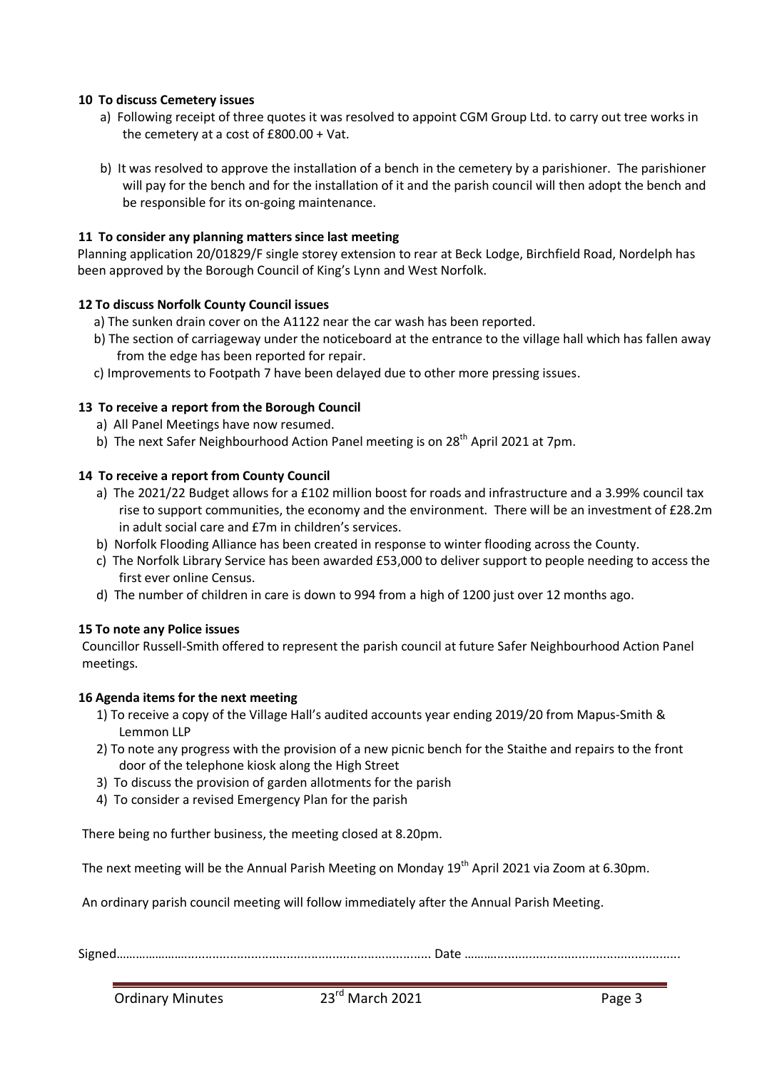**10 To discuss Cemetery issues**

a) Following receipt of three quotes it was resolved to appoint CGM Group Ltd. to carry out tree works in the cemetery at a cost of £800.00 + Vat.

b) It was resolved to approve the installation of a bench in the cemetery by a parishioner. The parishioner will pay for the bench and for the installation of it and the parish council will then adopt the bench and be responsible for its on-going maintenance.

**11 To consider any planning matters since last meeting**

Planning application 20/01829/F single storey extension to rear at Beck Lodge, Birchfield Road, Nordelph has been approved by the Borough Council of King's Lynn and West Norfolk.

**12 To discuss Norfolk County Council issues**

a) The sunken drain cover on the A1122 near the car wash has been reported.
b) The section of carriageway under the noticeboard at the entrance to the village hall which has fallen away from the edge has been reported for repair.
c) Improvements to Footpath 7 have been delayed due to other more pressing issues.

**13 To receive a report from the Borough Council**

a) All Panel Meetings have now resumed.
b) The next Safer Neighbourhood Action Panel meeting is on 28th April 2021 at 7pm.

**14 To receive a report from County Council**

a) The 2021/22 Budget allows for a £102 million boost for roads and infrastructure and a 3.99% council tax rise to support communities, the economy and the environment. There will be an investment of £28.2m in adult social care and £7m in children's services.
b) Norfolk Flooding Alliance has been created in response to winter flooding across the County.
c) The Norfolk Library Service has been awarded £53,000 to deliver support to people needing to access the first ever online Census.
d) The number of children in care is down to 994 from a high of 1200 just over 12 months ago.

**15 To note any Police issues**

Councillor Russell-Smith offered to represent the parish council at future Safer Neighbourhood Action Panel meetings.

**16 Agenda items for the next meeting**

1) To receive a copy of the Village Hall's audited accounts year ending 2019/20 from Mapus-Smith & Lemmon LLP
2) To note any progress with the provision of a new picnic bench for the Staithe and repairs to the front door of the telephone kiosk along the High Street
3) To discuss the provision of garden allotments for the parish
4) To consider a revised Emergency Plan for the parish

There being no further business, the meeting closed at 8.20pm.

The next meeting will be the Annual Parish Meeting on Monday 19th April 2021 via Zoom at 6.30pm.

An ordinary parish council meeting will follow immediately after the Annual Parish Meeting.

Signed………………………………………………………………………… Date ……………………………………………………